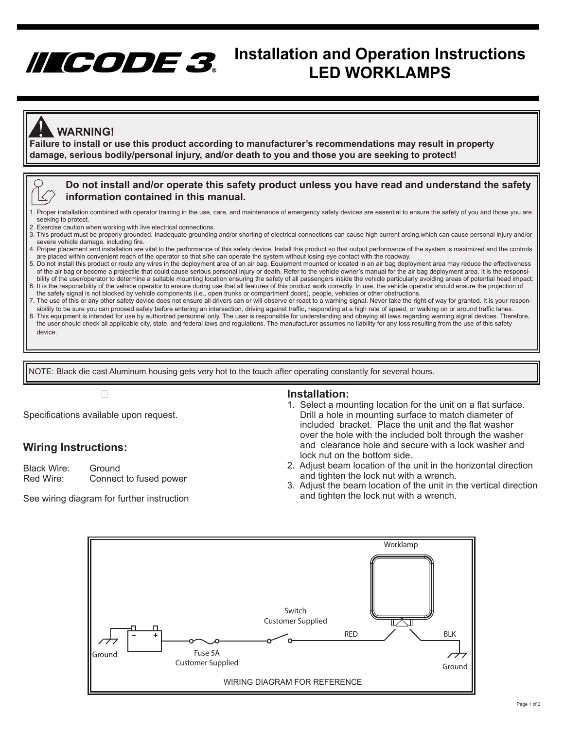# CODE 3®

# Installation and Operation Instructions LED WORKLAMPS

**WARNING!**
**Failure to install or use this product according to manufacturer's recommendations may result in property damage, serious bodily/personal injury, and/or death to you and those you are seeking to protect!**

**Do not install and/or operate this safety product unless you have read and understand the safety information contained in this manual.**

1. Proper installation combined with operator training in the use, care, and maintenance of emergency safety devices are essential to ensure the safety of you and those you are seeking to protect.
2. Exercise caution when working with live electrical connections.
3. This product must be properly grounded. Inadequate grounding and/or shorting of electrical connections can cause high current arcing,which can cause personal injury and/or severe vehicle damage, including fire.
4. Proper placement and installation are vital to the performance of this safety device. Install this product so that output performance of the system is maximized and the controls are placed within convenient reach of the operator so that s/he can operate the system without losing eye contact with the roadway.
5. Do not install this product or route any wires in the deployment area of an air bag. Equipment mounted or located in an air bag deployment area may reduce the effectiveness of the air bag or become a projectile that could cause serious personal injury or death. Refer to the vehicle owner's manual for the air bag deployment area. It is the responsibility of the user/operator to determine a suitable mounting location ensuring the safety of all passengers inside the vehicle particularly avoiding areas of potential head impact.
6. It is the responsibility of the vehicle operator to ensure during use that all features of this product work correctly. In use, the vehicle operator should ensure the projection of the safety signal is not blocked by vehicle components (i.e., open trunks or compartment doors), people, vehicles or other obstructions.
7. The use of this or any other safety device does not ensure all drivers can or will observe or react to a warning signal. Never take the right-of way for granted. It is your responsibility to be sure you can proceed safely before entering an intersection, driving against traffic, responding at a high rate of speed, or walking on or around traffic lanes.
8. This equipment is intended for use by authorized personnel only. The user is responsible for understanding and obeying all laws regarding warning signal devices. Therefore, the user should check all applicable city, state, and federal laws and regulations. The manufacturer assumes no liability for any loss resulting from the use of this safety device.

NOTE: Black die cast Aluminum housing gets very hot to the touch after operating constantly for several hours.

Specifications available upon request.

## Wiring Instructions:

Black Wire: Ground
Red Wire: Connect to fused power

See wiring diagram for further instruction

## Installation:

1. Select a mounting location for the unit on a flat surface. Drill a hole in mounting surface to match diameter of included bracket. Place the unit and the flat washer over the hole with the included bolt through the washer and clearance hole and secure with a lock washer and lock nut on the bottom side.
2. Adjust beam location of the unit in the horizontal direction and tighten the lock nut with a wrench.
3. Adjust the beam location of the unit in the vertical direction and tighten the lock nut with a wrench.

Worklamp

Switch
Customer Supplied

RED BLK

Ground

Fuse 5A
Customer Supplied

Ground

WIRING DIAGRAM FOR REFERENCE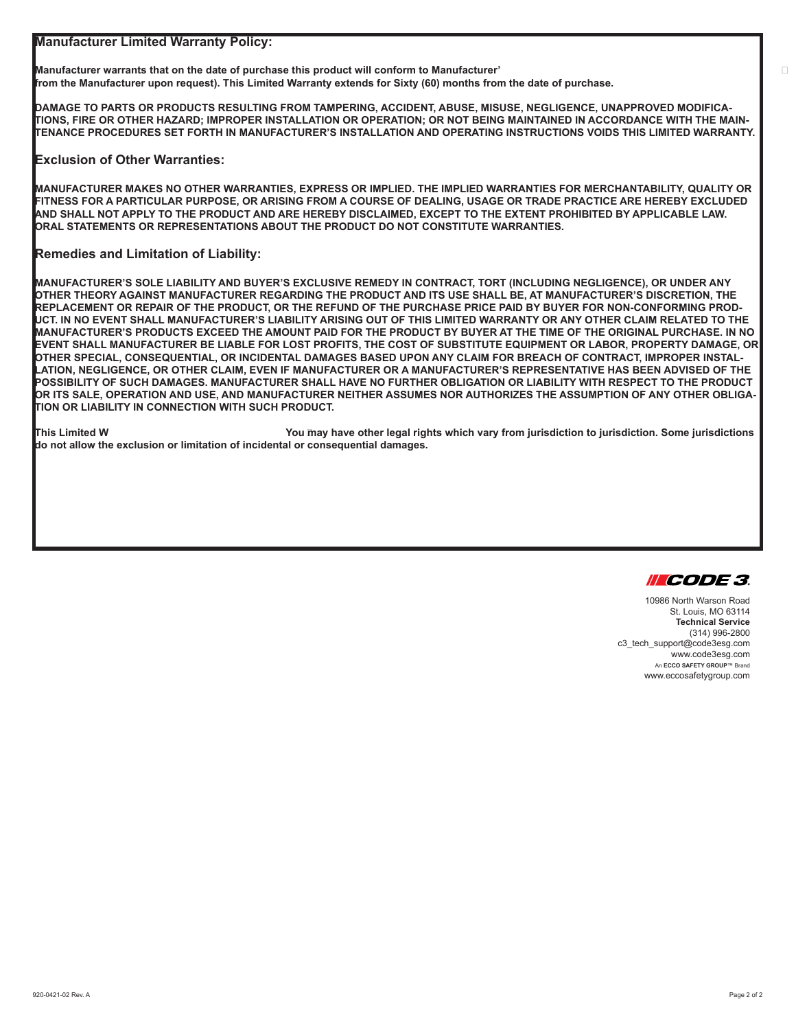## Manufacturer Limited Warranty Policy:

**Manufacturer warrants that on the date of purchase this product will conform to Manufacturer'**
**from the Manufacturer upon request). This Limited Warranty extends for Sixty (60) months from the date of purchase.**

**DAMAGE TO PARTS OR PRODUCTS RESULTING FROM TAMPERING, ACCIDENT, ABUSE, MISUSE, NEGLIGENCE, UNAPPROVED MODIFICATIONS, FIRE OR OTHER HAZARD; IMPROPER INSTALLATION OR OPERATION; OR NOT BEING MAINTAINED IN ACCORDANCE WITH THE MAINTENANCE PROCEDURES SET FORTH IN MANUFACTURER'S INSTALLATION AND OPERATING INSTRUCTIONS VOIDS THIS LIMITED WARRANTY.**

## Exclusion of Other Warranties:

**MANUFACTURER MAKES NO OTHER WARRANTIES, EXPRESS OR IMPLIED. THE IMPLIED WARRANTIES FOR MERCHANTABILITY, QUALITY OR FITNESS FOR A PARTICULAR PURPOSE, OR ARISING FROM A COURSE OF DEALING, USAGE OR TRADE PRACTICE ARE HEREBY EXCLUDED AND SHALL NOT APPLY TO THE PRODUCT AND ARE HEREBY DISCLAIMED, EXCEPT TO THE EXTENT PROHIBITED BY APPLICABLE LAW. ORAL STATEMENTS OR REPRESENTATIONS ABOUT THE PRODUCT DO NOT CONSTITUTE WARRANTIES.**

## Remedies and Limitation of Liability:

**MANUFACTURER'S SOLE LIABILITY AND BUYER'S EXCLUSIVE REMEDY IN CONTRACT, TORT (INCLUDING NEGLIGENCE), OR UNDER ANY OTHER THEORY AGAINST MANUFACTURER REGARDING THE PRODUCT AND ITS USE SHALL BE, AT MANUFACTURER'S DISCRETION, THE REPLACEMENT OR REPAIR OF THE PRODUCT, OR THE REFUND OF THE PURCHASE PRICE PAID BY BUYER FOR NON-CONFORMING PRODUCT. IN NO EVENT SHALL MANUFACTURER'S LIABILITY ARISING OUT OF THIS LIMITED WARRANTY OR ANY OTHER CLAIM RELATED TO THE MANUFACTURER'S PRODUCTS EXCEED THE AMOUNT PAID FOR THE PRODUCT BY BUYER AT THE TIME OF THE ORIGINAL PURCHASE. IN NO EVENT SHALL MANUFACTURER BE LIABLE FOR LOST PROFITS, THE COST OF SUBSTITUTE EQUIPMENT OR LABOR, PROPERTY DAMAGE, OR OTHER SPECIAL, CONSEQUENTIAL, OR INCIDENTAL DAMAGES BASED UPON ANY CLAIM FOR BREACH OF CONTRACT, IMPROPER INSTALLATION, NEGLIGENCE, OR OTHER CLAIM, EVEN IF MANUFACTURER OR A MANUFACTURER'S REPRESENTATIVE HAS BEEN ADVISED OF THE POSSIBILITY OF SUCH DAMAGES. MANUFACTURER SHALL HAVE NO FURTHER OBLIGATION OR LIABILITY WITH RESPECT TO THE PRODUCT OR ITS SALE, OPERATION AND USE, AND MANUFACTURER NEITHER ASSUMES NOR AUTHORIZES THE ASSUMPTION OF ANY OTHER OBLIGATION OR LIABILITY IN CONNECTION WITH SUCH PRODUCT.**

**This Limited W You may have other legal rights which vary from jurisdiction to jurisdiction. Some jurisdictions do not allow the exclusion or limitation of incidental or consequential damages.**

CODE 3

10986 North Warson Road
St. Louis, MO 63114
**Technical Service**
(314) 996-2800
c3_tech_support@code3esg.com
www.code3esg.com
An **ECCO SAFETY GROUP**™ Brand
www.eccosafetygroup.com

920-0421-02 Rev. A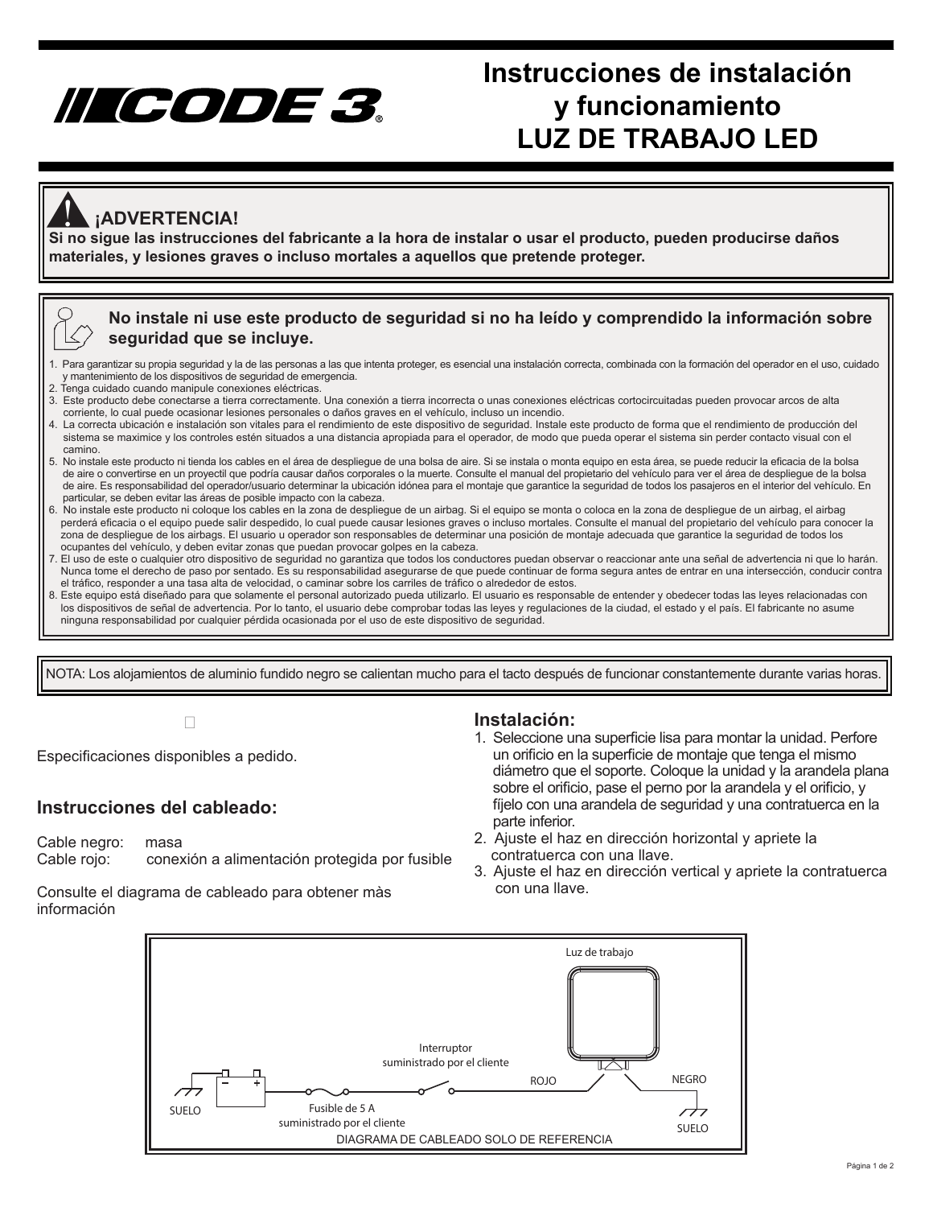# Instrucciones de instalación y funcionamiento LUZ DE TRABAJO LED

**¡ADVERTENCIA!**
**Si no sigue las instrucciones del fabricante a la hora de instalar o usar el producto, pueden producirse daños materiales, y lesiones graves o incluso mortales a aquellos que pretende proteger.**

**No instale ni use este producto de seguridad si no ha leído y comprendido la información sobre seguridad que se incluye.**

1. Para garantizar su propia seguridad y la de las personas a las que intenta proteger, es esencial una instalación correcta, combinada con la formación del operador en el uso, cuidado y mantenimiento de los dispositivos de seguridad de emergencia.
2. Tenga cuidado cuando manipule conexiones eléctricas.
3. Este producto debe conectarse a tierra correctamente. Una conexión a tierra incorrecta o unas conexiones eléctricas cortocircuitadas pueden provocar arcos de alta corriente, lo cual puede ocasionar lesiones personales o daños graves en el vehículo, incluso un incendio.
4. La correcta ubicación e instalación son vitales para el rendimiento de este dispositivo de seguridad. Instale este producto de forma que el rendimiento de producción del sistema se maximice y los controles estén situados a una distancia apropiada para el operador, de modo que pueda operar el sistema sin perder contacto visual con el camino.
5. No instale este producto ni tienda los cables en el área de despliegue de una bolsa de aire. Si se instala o monta equipo en esta área, se puede reducir la eficacia de la bolsa de aire o convertirse en un proyectil que podría causar daños corporales o la muerte. Consulte el manual del propietario del vehículo para ver el área de despliegue de la bolsa de aire. Es responsabilidad del operador/usuario determinar la ubicación idónea para el montaje que garantice la seguridad de todos los pasajeros en el interior del vehículo. En particular, se deben evitar las áreas de posible impacto con la cabeza.
6. No instale este producto ni coloque los cables en la zona de despliegue de un airbag. Si el equipo se monta o coloca en la zona de despliegue de un airbag, el airbag perderá eficacia o el equipo puede salir despedido, lo cual puede causar lesiones graves o incluso mortales. Consulte el manual del propietario del vehículo para conocer la zona de despliegue de los airbags. El usuario u operador son responsables de determinar una posición de montaje adecuada que garantice la seguridad de todos los ocupantes del vehículo, y deben evitar zonas que puedan provocar golpes en la cabeza.
7. El uso de este o cualquier otro dispositivo de seguridad no garantiza que todos los conductores puedan observar o reaccionar ante una señal de advertencia ni que lo harán. Nunca tome el derecho de paso por sentado. Es su responsabilidad asegurarse de que puede continuar de forma segura antes de entrar en una intersección, conducir contra el tráfico, responder a una tasa alta de velocidad, o caminar sobre los carriles de tráfico o alrededor de estos.
8. Este equipo está diseñado para que solamente el personal autorizado pueda utilizarlo. El usuario es responsable de entender y obedecer todas las leyes relacionadas con los dispositivos de señal de advertencia. Por lo tanto, el usuario debe comprobar todas las leyes y regulaciones de la ciudad, el estado y el país. El fabricante no asume ninguna responsabilidad por cualquier pérdida ocasionada por el uso de este dispositivo de seguridad.

NOTA: Los alojamientos de aluminio fundido negro se calientan mucho para el tacto después de funcionar constantemente durante varias horas.

Especificaciones disponibles a pedido.

## Instrucciones del cableado:

Cable negro: masa
Cable rojo: conexión a alimentación protegida por fusible

Consulte el diagrama de cableado para obtener màs información

## Instalación:

1. Seleccione una superficie lisa para montar la unidad. Perfore un orificio en la superficie de montaje que tenga el mismo diámetro que el soporte. Coloque la unidad y la arandela plana sobre el orificio, pase el perno por la arandela y el orificio, y fíjelo con una arandela de seguridad y una contratuerca en la parte inferior.
2. Ajuste el haz en dirección horizontal y apriete la contratuerca con una llave.
3. Ajuste el haz en dirección vertical y apriete la contratuerca con una llave.

Luz de trabajo

Interruptor suministrado por el cliente

ROJO

NEGRO

SUELO

Fusible de 5 A suministrado por el cliente

SUELO

DIAGRAMA DE CABLEADO SOLO DE REFERENCIA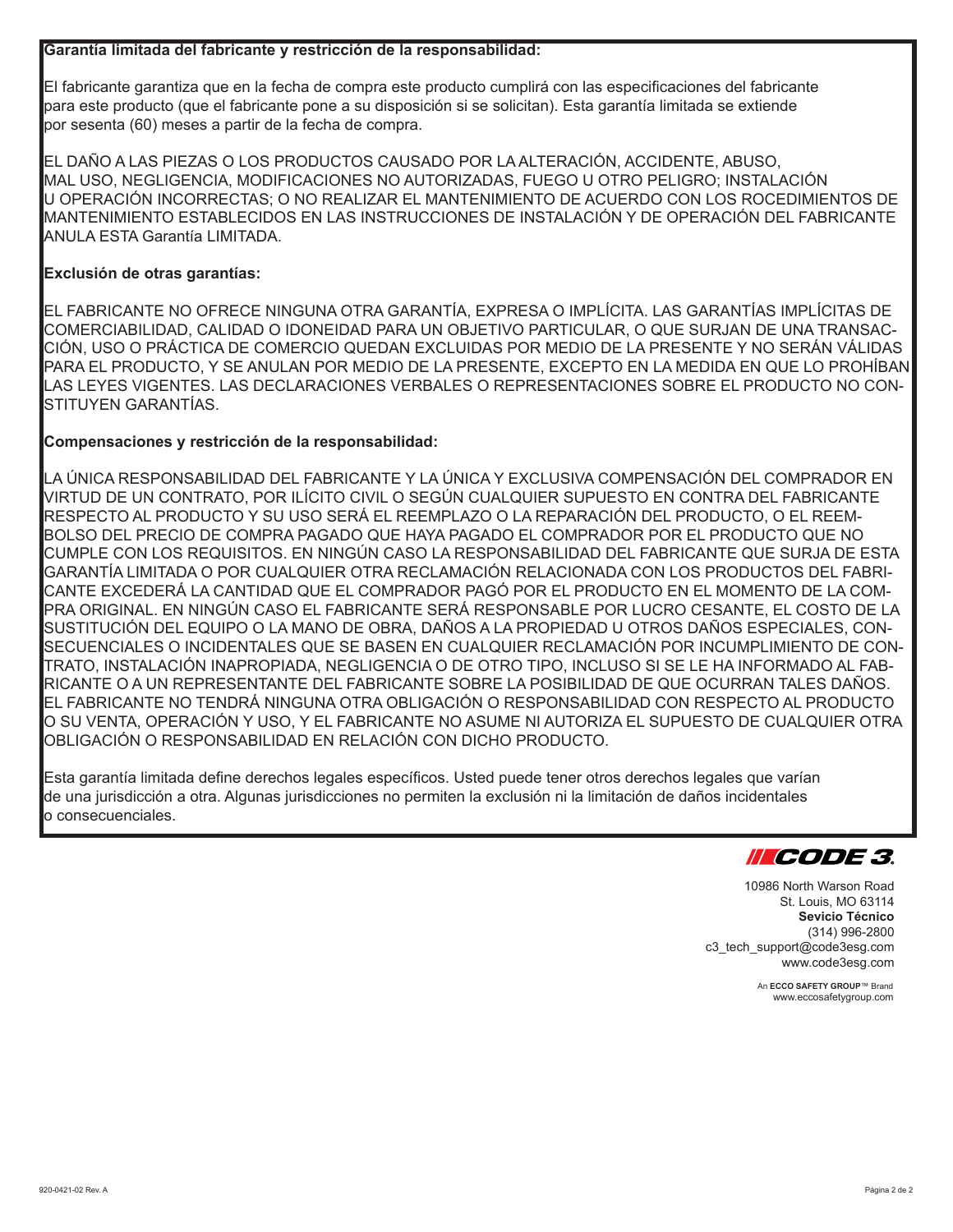**Garantía limitada del fabricante y restricción de la responsabilidad:**

El fabricante garantiza que en la fecha de compra este producto cumplirá con las especificaciones del fabricante para este producto (que el fabricante pone a su disposición si se solicitan). Esta garantía limitada se extiende por sesenta (60) meses a partir de la fecha de compra.

EL DAÑO A LAS PIEZAS O LOS PRODUCTOS CAUSADO POR LA ALTERACIÓN, ACCIDENTE, ABUSO, MAL USO, NEGLIGENCIA, MODIFICACIONES NO AUTORIZADAS, FUEGO U OTRO PELIGRO; INSTALACIÓN U OPERACIÓN INCORRECTAS; O NO REALIZAR EL MANTENIMIENTO DE ACUERDO CON LOS ROCEDIMIENTOS DE MANTENIMIENTO ESTABLECIDOS EN LAS INSTRUCCIONES DE INSTALACIÓN Y DE OPERACIÓN DEL FABRICANTE ANULA ESTA Garantía LIMITADA.

**Exclusión de otras garantías:**

EL FABRICANTE NO OFRECE NINGUNA OTRA GARANTÍA, EXPRESA O IMPLÍCITA. LAS GARANTÍAS IMPLÍCITAS DE COMERCIABILIDAD, CALIDAD O IDONEIDAD PARA UN OBJETIVO PARTICULAR, O QUE SURJAN DE UNA TRANSACCIÓN, USO O PRÁCTICA DE COMERCIO QUEDAN EXCLUIDAS POR MEDIO DE LA PRESENTE Y NO SERÁN VÁLIDAS PARA EL PRODUCTO, Y SE ANULAN POR MEDIO DE LA PRESENTE, EXCEPTO EN LA MEDIDA EN QUE LO PROHÍBAN LAS LEYES VIGENTES. LAS DECLARACIONES VERBALES O REPRESENTACIONES SOBRE EL PRODUCTO NO CONSTITUYEN GARANTÍAS.

**Compensaciones y restricción de la responsabilidad:**

LA ÚNICA RESPONSABILIDAD DEL FABRICANTE Y LA ÚNICA Y EXCLUSIVA COMPENSACIÓN DEL COMPRADOR EN VIRTUD DE UN CONTRATO, POR ILÍCITO CIVIL O SEGÚN CUALQUIER SUPUESTO EN CONTRA DEL FABRICANTE RESPECTO AL PRODUCTO Y SU USO SERÁ EL REEMPLAZO O LA REPARACIÓN DEL PRODUCTO, O EL REEMBOLSO DEL PRECIO DE COMPRA PAGADO QUE HAYA PAGADO EL COMPRADOR POR EL PRODUCTO QUE NO CUMPLE CON LOS REQUISITOS. EN NINGÚN CASO LA RESPONSABILIDAD DEL FABRICANTE QUE SURJA DE ESTA GARANTÍA LIMITADA O POR CUALQUIER OTRA RECLAMACIÓN RELACIONADA CON LOS PRODUCTOS DEL FABRICANTE EXCEDERÁ LA CANTIDAD QUE EL COMPRADOR PAGÓ POR EL PRODUCTO EN EL MOMENTO DE LA COMPRA ORIGINAL. EN NINGÚN CASO EL FABRICANTE SERÁ RESPONSABLE POR LUCRO CESANTE, EL COSTO DE LA SUSTITUCIÓN DEL EQUIPO O LA MANO DE OBRA, DAÑOS A LA PROPIEDAD U OTROS DAÑOS ESPECIALES, CONSECUENCIALES O INCIDENTALES QUE SE BASEN EN CUALQUIER RECLAMACIÓN POR INCUMPLIMIENTO DE CONTRATO, INSTALACIÓN INAPROPIADA, NEGLIGENCIA O DE OTRO TIPO, INCLUSO SI SE LE HA INFORMADO AL FABRICANTE O A UN REPRESENTANTE DEL FABRICANTE SOBRE LA POSIBILIDAD DE QUE OCURRAN TALES DAÑOS. EL FABRICANTE NO TENDRÁ NINGUNA OTRA OBLIGACIÓN O RESPONSABILIDAD CON RESPECTO AL PRODUCTO O SU VENTA, OPERACIÓN Y USO, Y EL FABRICANTE NO ASUME NI AUTORIZA EL SUPUESTO DE CUALQUIER OTRA OBLIGACIÓN O RESPONSABILIDAD EN RELACIÓN CON DICHO PRODUCTO.

Esta garantía limitada define derechos legales específicos. Usted puede tener otros derechos legales que varían de una jurisdicción a otra. Algunas jurisdicciones no permiten la exclusión ni la limitación de daños incidentales o consecuenciales.

CODE 3

10986 North Warson Road
St. Louis, MO 63114
**Sevicio Técnico**
(314) 996-2800
c3_tech_support@code3esg.com
www.code3esg.com

An **ECCO SAFETY GROUP**™ Brand
www.eccosafetygroup.com

920-0421-02 Rev. A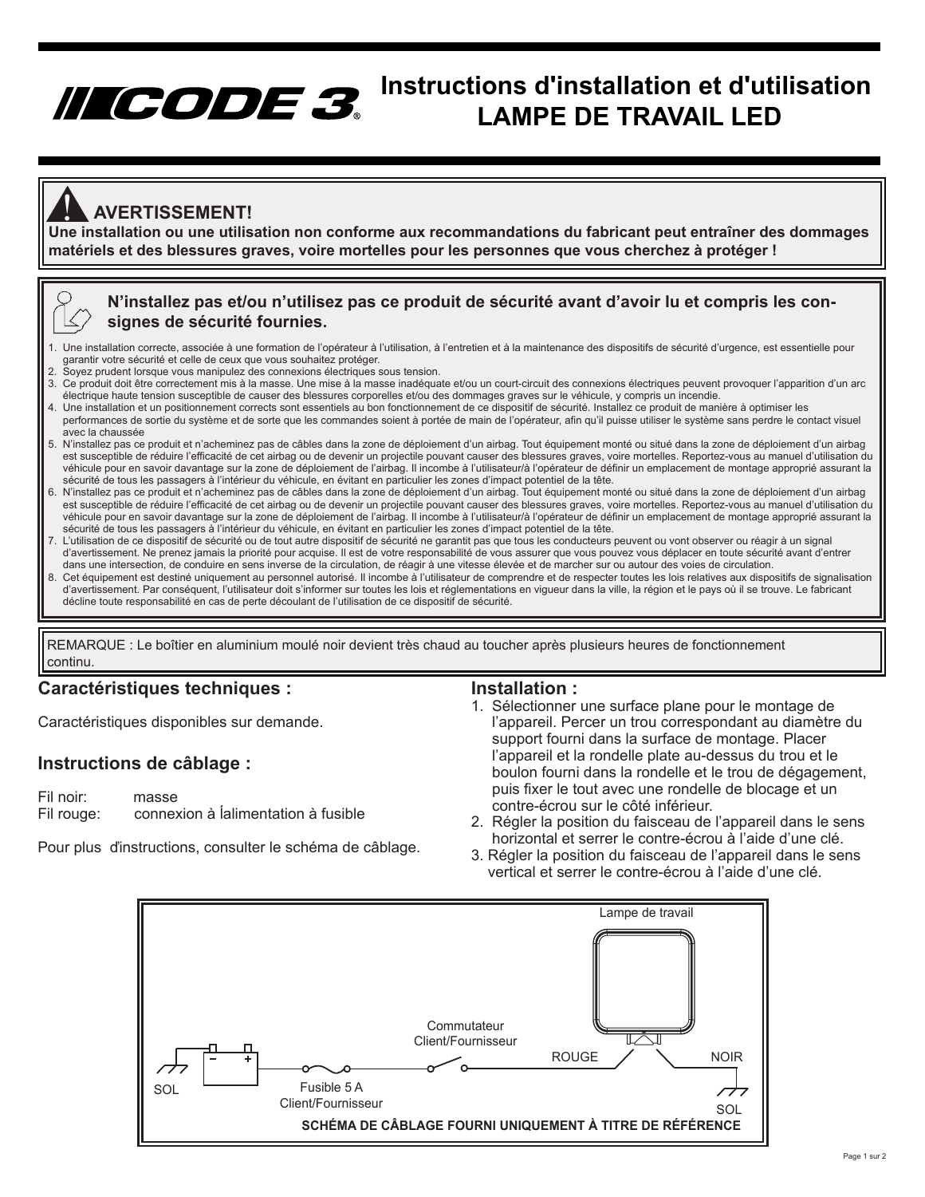# Instructions d'installation et d'utilisation
# LAMPE DE TRAVAIL LED

## AVERTISSEMENT!

**Une installation ou une utilisation non conforme aux recommandations du fabricant peut entraîner des dommages matériels et des blessures graves, voire mortelles pour les personnes que vous cherchez à protéger !**

**N'installez pas et/ou n'utilisez pas ce produit de sécurité avant d'avoir lu et compris les consignes de sécurité fournies.**

1. Une installation correcte, associée à une formation de l'opérateur à l'utilisation, à l'entretien et à la maintenance des dispositifs de sécurité d'urgence, est essentielle pour garantir votre sécurité et celle de ceux que vous souhaitez protéger.
2. Soyez prudent lorsque vous manipulez des connexions électriques sous tension.
3. Ce produit doit être correctement mis à la masse. Une mise à la masse inadéquate et/ou un court-circuit des connexions électriques peuvent provoquer l'apparition d'un arc électrique haute tension susceptible de causer des blessures corporelles et/ou des dommages graves sur le véhicule, y compris un incendie.
4. Une installation et un positionnement corrects sont essentiels au bon fonctionnement de ce dispositif de sécurité. Installez ce produit de manière à optimiser les performances de sortie du système et de sorte que les commandes soient à portée de main de l'opérateur, afin qu'il puisse utiliser le système sans perdre le contact visuel avec la chaussée
5. N'installez pas ce produit et n'acheminez pas de câbles dans la zone de déploiement d'un airbag. Tout équipement monté ou situé dans la zone de déploiement d'un airbag est susceptible de réduire l'efficacité de cet airbag ou de devenir un projectile pouvant causer des blessures graves, voire mortelles. Reportez-vous au manuel d'utilisation du véhicule pour en savoir davantage sur la zone de déploiement de l'airbag. Il incombe à l'utilisateur/à l'opérateur de définir un emplacement de montage approprié assurant la sécurité de tous les passagers à l'intérieur du véhicule, en évitant en particulier les zones d'impact potentiel de la tête.
6. N'installez pas ce produit et n'acheminez pas de câbles dans la zone de déploiement d'un airbag. Tout équipement monté ou situé dans la zone de déploiement d'un airbag est susceptible de réduire l'efficacité de cet airbag ou de devenir un projectile pouvant causer des blessures graves, voire mortelles. Reportez-vous au manuel d'utilisation du véhicule pour en savoir davantage sur la zone de déploiement de l'airbag. Il incombe à l'utilisateur/à l'opérateur de définir un emplacement de montage approprié assurant la sécurité de tous les passagers à l'intérieur du véhicule, en évitant en particulier les zones d'impact potentiel de la tête.
7. L'utilisation de ce dispositif de sécurité ou de tout autre dispositif de sécurité ne garantit pas que tous les conducteurs peuvent ou vont observer ou réagir à un signal d'avertissement. Ne prenez jamais la priorité pour acquise. Il est de votre responsabilité de vous assurer que vous pouvez vous déplacer en toute sécurité avant d'entrer dans une intersection, de conduire en sens inverse de la circulation, de réagir à une vitesse élevée et de marcher sur ou autour des voies de circulation.
8. Cet équipement est destiné uniquement au personnel autorisé. Il incombe à l'utilisateur de comprendre et de respecter toutes les lois relatives aux dispositifs de signalisation d'avertissement. Par conséquent, l'utilisateur doit s'informer sur toutes les lois et réglementations en vigueur dans la ville, la région et le pays où il se trouve. Le fabricant décline toute responsabilité en cas de perte découlant de l'utilisation de ce dispositif de sécurité.

REMARQUE : Le boîtier en aluminium moulé noir devient très chaud au toucher après plusieurs heures de fonctionnement continu.

## Caractéristiques techniques :

Caractéristiques disponibles sur demande.

## Instructions de câblage :

Fil noir: masse
Fil rouge: connexion à ĺalimentation à fusible

Pour plus d́instructions, consulter le schéma de câblage.

## Installation :

1. Sélectionner une surface plane pour le montage de l'appareil. Percer un trou correspondant au diamètre du support fourni dans la surface de montage. Placer l'appareil et la rondelle plate au-dessus du trou et le boulon fourni dans la rondelle et le trou de dégagement, puis fixer le tout avec une rondelle de blocage et un contre-écrou sur le côté inférieur.
2. Régler la position du faisceau de l'appareil dans le sens horizontal et serrer le contre-écrou à l'aide d'une clé.
3. Régler la position du faisceau de l'appareil dans le sens vertical et serrer le contre-écrou à l'aide d'une clé.

Lampe de travail

Commutateur Client/Fournisseur

ROUGE

NOIR

SOL

Fusible 5 A Client/Fournisseur

SOL

**SCHÉMA DE CÂBLAGE FOURNI UNIQUEMENT À TITRE DE RÉFÉRENCE**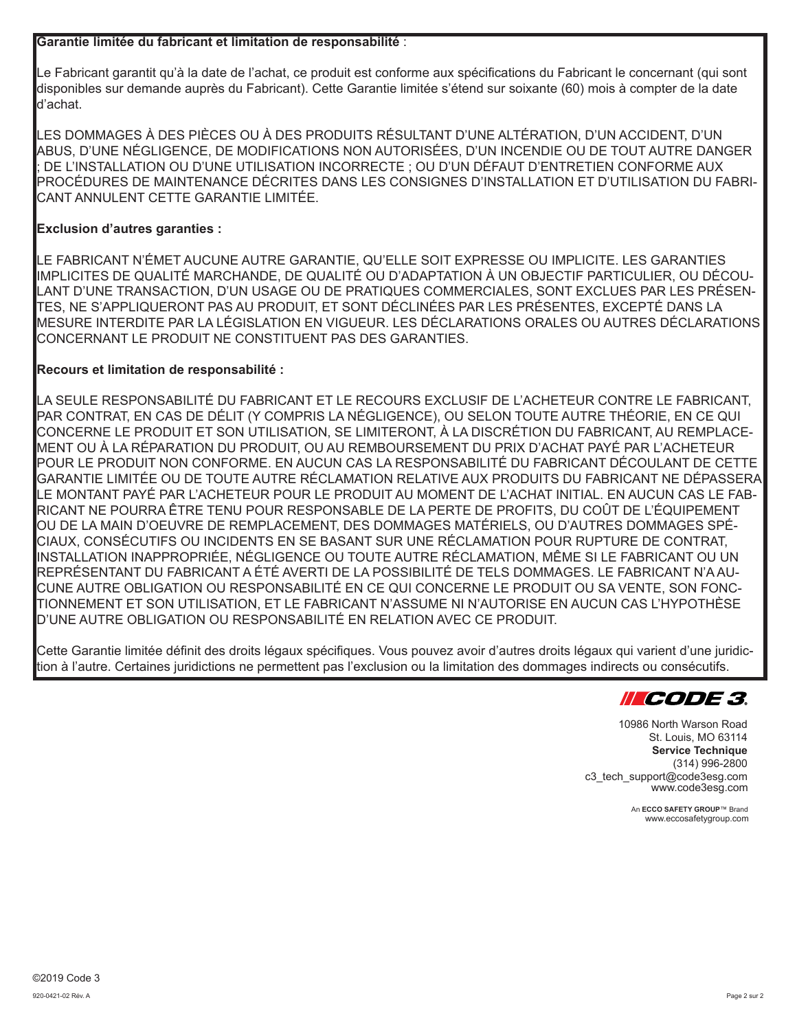**Garantie limitée du fabricant et limitation de responsabilité** :

Le Fabricant garantit qu'à la date de l'achat, ce produit est conforme aux spécifications du Fabricant le concernant (qui sont disponibles sur demande auprès du Fabricant). Cette Garantie limitée s'étend sur soixante (60) mois à compter de la date d'achat.

LES DOMMAGES À DES PIÈCES OU À DES PRODUITS RÉSULTANT D'UNE ALTÉRATION, D'UN ACCIDENT, D'UN ABUS, D'UNE NÉGLIGENCE, DE MODIFICATIONS NON AUTORISÉES, D'UN INCENDIE OU DE TOUT AUTRE DANGER ; DE L'INSTALLATION OU D'UNE UTILISATION INCORRECTE ; OU D'UN DÉFAUT D'ENTRETIEN CONFORME AUX PROCÉDURES DE MAINTENANCE DÉCRITES DANS LES CONSIGNES D'INSTALLATION ET D'UTILISATION DU FABRICANT ANNULENT CETTE GARANTIE LIMITÉE.

**Exclusion d'autres garanties :**

LE FABRICANT N'ÉMET AUCUNE AUTRE GARANTIE, QU'ELLE SOIT EXPRESSE OU IMPLICITE. LES GARANTIES IMPLICITES DE QUALITÉ MARCHANDE, DE QUALITÉ OU D'ADAPTATION À UN OBJECTIF PARTICULIER, OU DÉCOULANT D'UNE TRANSACTION, D'UN USAGE OU DE PRATIQUES COMMERCIALES, SONT EXCLUES PAR LES PRÉSENTES, NE S'APPLIQUERONT PAS AU PRODUIT, ET SONT DÉCLINÉES PAR LES PRÉSENTES, EXCEPTÉ DANS LA MESURE INTERDITE PAR LA LÉGISLATION EN VIGUEUR. LES DÉCLARATIONS ORALES OU AUTRES DÉCLARATIONS CONCERNANT LE PRODUIT NE CONSTITUENT PAS DES GARANTIES.

**Recours et limitation de responsabilité :**

LA SEULE RESPONSABILITÉ DU FABRICANT ET LE RECOURS EXCLUSIF DE L'ACHETEUR CONTRE LE FABRICANT, PAR CONTRAT, EN CAS DE DÉLIT (Y COMPRIS LA NÉGLIGENCE), OU SELON TOUTE AUTRE THÉORIE, EN CE QUI CONCERNE LE PRODUIT ET SON UTILISATION, SE LIMITERONT, À LA DISCRÉTION DU FABRICANT, AU REMPLACEMENT OU À LA RÉPARATION DU PRODUIT, OU AU REMBOURSEMENT DU PRIX D'ACHAT PAYÉ PAR L'ACHETEUR POUR LE PRODUIT NON CONFORME. EN AUCUN CAS LA RESPONSABILITÉ DU FABRICANT DÉCOULANT DE CETTE GARANTIE LIMITÉE OU DE TOUTE AUTRE RÉCLAMATION RELATIVE AUX PRODUITS DU FABRICANT NE DÉPASSERA LE MONTANT PAYÉ PAR L'ACHETEUR POUR LE PRODUIT AU MOMENT DE L'ACHAT INITIAL. EN AUCUN CAS LE FABRICANT NE POURRA ÊTRE TENU POUR RESPONSABLE DE LA PERTE DE PROFITS, DU COÛT DE L'ÉQUIPEMENT OU DE LA MAIN D'OEUVRE DE REMPLACEMENT, DES DOMMAGES MATÉRIELS, OU D'AUTRES DOMMAGES SPÉCIAUX, CONSÉCUTIFS OU INCIDENTS EN SE BASANT SUR UNE RÉCLAMATION POUR RUPTURE DE CONTRAT, INSTALLATION INAPPROPRIÉE, NÉGLIGENCE OU TOUTE AUTRE RÉCLAMATION, MÊME SI LE FABRICANT OU UN REPRÉSENTANT DU FABRICANT A ÉTÉ AVERTI DE LA POSSIBILITÉ DE TELS DOMMAGES. LE FABRICANT N'A AUCUNE AUTRE OBLIGATION OU RESPONSABILITÉ EN CE QUI CONCERNE LE PRODUIT OU SA VENTE, SON FONCTIONNEMENT ET SON UTILISATION, ET LE FABRICANT N'ASSUME NI N'AUTORISE EN AUCUN CAS L'HYPOTHÈSE D'UNE AUTRE OBLIGATION OU RESPONSABILITÉ EN RELATION AVEC CE PRODUIT.

Cette Garantie limitée définit des droits légaux spécifiques. Vous pouvez avoir d'autres droits légaux qui varient d'une juridiction à l'autre. Certaines juridictions ne permettent pas l'exclusion ou la limitation des dommages indirects ou consécutifs.

CODE 3

10986 North Warson Road
St. Louis, MO 63114
**Service Technique**
(314) 996-2800
c3_tech_support@code3esg.com
www.code3esg.com

An **ECCO SAFETY GROUP**™ Brand
www.eccosafetygroup.com

©2019 Code 3

920-0421-02 Rév. A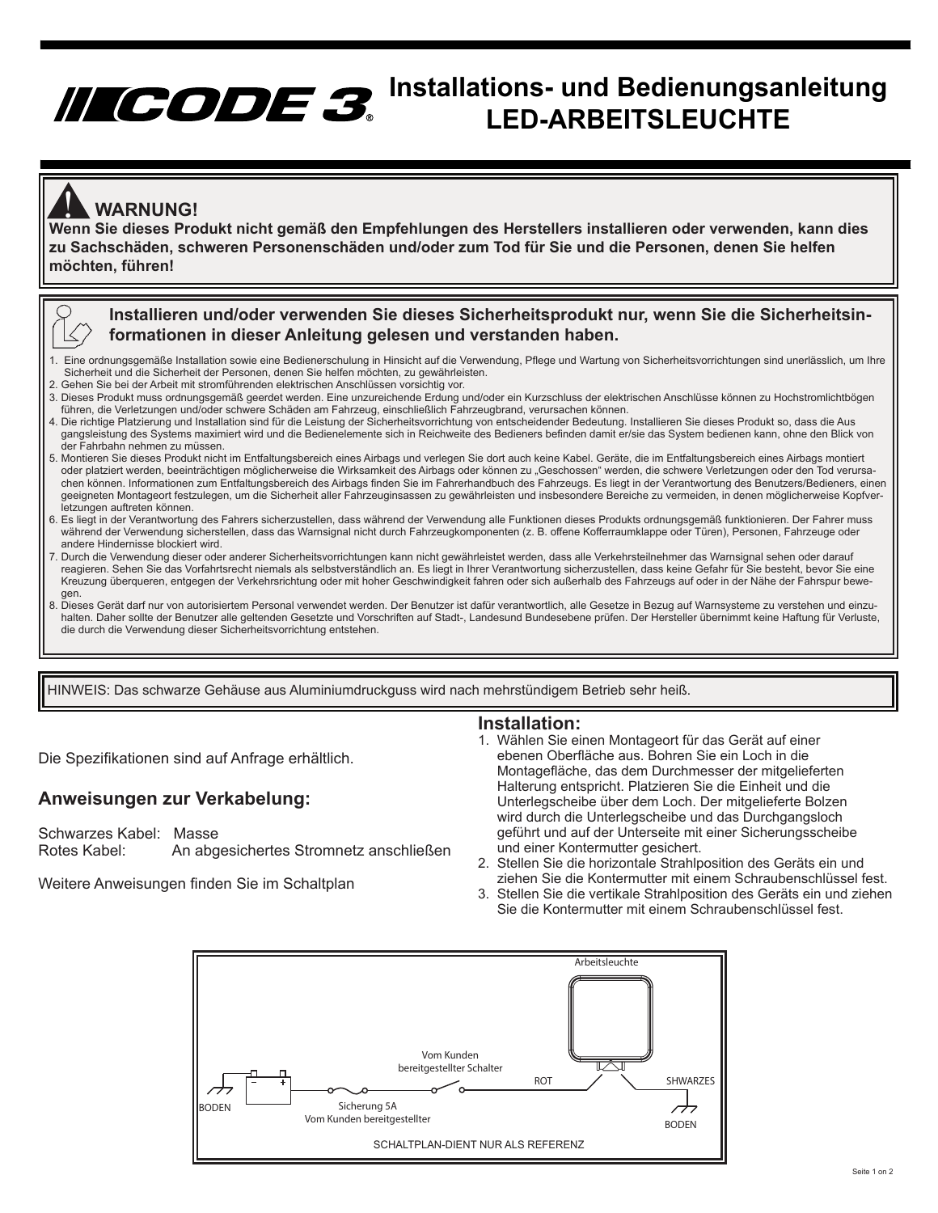# Installations- und Bedienungsanleitung LED-ARBEITSLEUCHTE

## WARNUNG!

**Wenn Sie dieses Produkt nicht gemäß den Empfehlungen des Herstellers installieren oder verwenden, kann dies zu Sachschäden, schweren Personenschäden und/oder zum Tod für Sie und die Personen, denen Sie helfen möchten, führen!**

**Installieren und/oder verwenden Sie dieses Sicherheitsprodukt nur, wenn Sie die Sicherheitsinformationen in dieser Anleitung gelesen und verstanden haben.**

1. Eine ordnungsgemäße Installation sowie eine Bedienerschulung in Hinsicht auf die Verwendung, Pflege und Wartung von Sicherheitsvorrichtungen sind unerlässlich, um Ihre Sicherheit und die Sicherheit der Personen, denen Sie helfen möchten, zu gewährleisten.
2. Gehen Sie bei der Arbeit mit stromführenden elektrischen Anschlüssen vorsichtig vor.
3. Dieses Produkt muss ordnungsgemäß geerdet werden. Eine unzureichende Erdung und/oder ein Kurzschluss der elektrischen Anschlüsse können zu Hochstromlichtbögen führen, die Verletzungen und/oder schwere Schäden am Fahrzeug, einschließlich Fahrzeugbrand, verursachen können.
4. Die richtige Platzierung und Installation sind für die Leistung der Sicherheitsvorrichtung von entscheidender Bedeutung. Installieren Sie dieses Produkt so, dass die Ausgangsleistung des Systems maximiert wird und die Bedienelemente sich in Reichweite des Bedieners befinden damit er/sie das System bedienen kann, ohne den Blick von der Fahrbahn nehmen zu müssen.
5. Montieren Sie dieses Produkt nicht im Entfaltungsbereich eines Airbags und verlegen Sie dort auch keine Kabel. Geräte, die im Entfaltungsbereich eines Airbags montiert oder platziert werden, beeinträchtigen möglicherweise die Wirksamkeit des Airbags oder können zu „Geschossen“ werden, die schwere Verletzungen oder den Tod verursachen können. Informationen zum Entfaltungsbereich des Airbags finden Sie im Fahrerhandbuch des Fahrzeugs. Es liegt in der Verantwortung des Benutzers/Bedieners, einen geeigneten Montageort festzulegen, um die Sicherheit aller Fahrzeuginsassen zu gewährleisten und insbesondere Bereiche zu vermeiden, in denen möglicherweise Kopfverletzungen auftreten können.
6. Es liegt in der Verantwortung des Fahrers sicherzustellen, dass während der Verwendung alle Funktionen dieses Produkts ordnungsgemäß funktionieren. Der Fahrer muss während der Verwendung sicherstellen, dass das Warnsignal nicht durch Fahrzeugkomponenten (z. B. offene Kofferraumklappe oder Türen), Personen, Fahrzeuge oder andere Hindernisse blockiert wird.
7. Durch die Verwendung dieser oder anderer Sicherheitsvorrichtungen kann nicht gewährleistet werden, dass alle Verkehrsteilnehmer das Warnsignal sehen oder darauf reagieren. Sehen Sie das Vorfahrtsrecht niemals als selbstverständlich an. Es liegt in Ihrer Verantwortung sicherzustellen, dass keine Gefahr für Sie besteht, bevor Sie eine Kreuzung überqueren, entgegen der Verkehrsrichtung oder mit hoher Geschwindigkeit fahren oder sich außerhalb des Fahrzeugs auf oder in der Nähe der Fahrspur bewegen.
8. Dieses Gerät darf nur von autorisiertem Personal verwendet werden. Der Benutzer ist dafür verantwortlich, alle Gesetze in Bezug auf Warnsysteme zu verstehen und einzuhalten. Daher sollte der Benutzer alle geltenden Gesetzte und Vorschriften auf Stadt-, Landesund Bundesebene prüfen. Der Hersteller übernimmt keine Haftung für Verluste, die durch die Verwendung dieser Sicherheitsvorrichtung entstehen.

HINWEIS: Das schwarze Gehäuse aus Aluminiumdruckguss wird nach mehrstündigem Betrieb sehr heiß.

Die Spezifikationen sind auf Anfrage erhältlich.

## Anweisungen zur Verkabelung:

Schwarzes Kabel: Masse
Rotes Kabel: An abgesichertes Stromnetz anschließen

Weitere Anweisungen finden Sie im Schaltplan

## Installation:

1. Wählen Sie einen Montageort für das Gerät auf einer ebenen Oberfläche aus. Bohren Sie ein Loch in die Montagefläche, das dem Durchmesser der mitgelieferten Halterung entspricht. Platzieren Sie die Einheit und die Unterlegscheibe über dem Loch. Der mitgelieferte Bolzen wird durch die Unterlegscheibe und das Durchgangsloch geführt und auf der Unterseite mit einer Sicherungsscheibe und einer Kontermutter gesichert.
2. Stellen Sie die horizontale Strahlposition des Geräts ein und ziehen Sie die Kontermutter mit einem Schraubenschlüssel fest.
3. Stellen Sie die vertikale Strahlposition des Geräts ein und ziehen Sie die Kontermutter mit einem Schraubenschlüssel fest.

Arbeitsleuchte

Vom Kunden bereitgestellter Schalter

ROT

SHWARZES

BODEN

Sicherung 5A
Vom Kunden bereitgestellter

BODEN

SCHALTPLAN-DIENT NUR ALS REFERENZ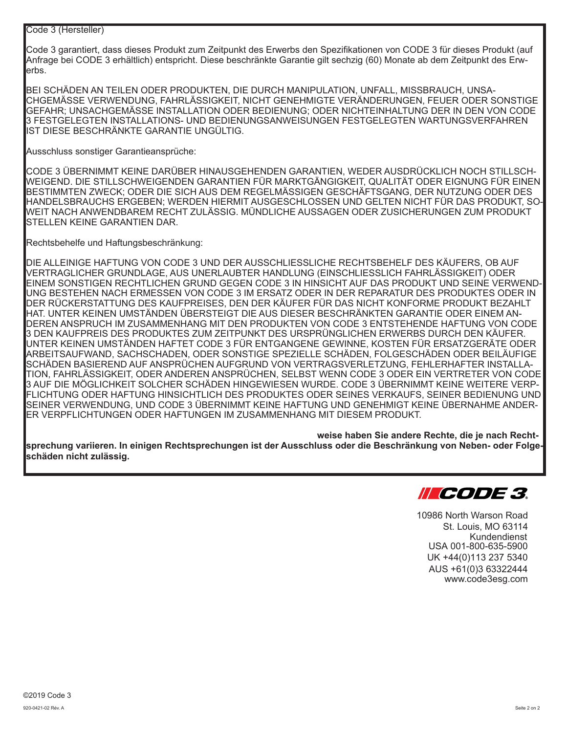Code 3 (Hersteller)

Code 3 garantiert, dass dieses Produkt zum Zeitpunkt des Erwerbs den Spezifikationen von CODE 3 für dieses Produkt (auf Anfrage bei CODE 3 erhältlich) entspricht. Diese beschränkte Garantie gilt sechzig (60) Monate ab dem Zeitpunkt des Erwerbs.

BEI SCHÄDEN AN TEILEN ODER PRODUKTEN, DIE DURCH MANIPULATION, UNFALL, MISSBRAUCH, UNSACHGEMÄSSE VERWENDUNG, FAHRLÄSSIGKEIT, NICHT GENEHMIGTE VERÄNDERUNGEN, FEUER ODER SONSTIGE GEFAHR; UNSACHGEMÄSSE INSTALLATION ODER BEDIENUNG; ODER NICHTEINHALTUNG DER IN DEN VON CODE 3 FESTGELEGTEN INSTALLATIONS- UND BEDIENUNGSANWEISUNGEN FESTGELEGTEN WARTUNGSVERFAHREN IST DIESE BESCHRÄNKTE GARANTIE UNGÜLTIG.

Ausschluss sonstiger Garantieansprüche:

CODE 3 ÜBERNIMMT KEINE DARÜBER HINAUSGEHENDEN GARANTIEN, WEDER AUSDRÜCKLICH NOCH STILLSCHWEIGEND. DIE STILLSCHWEIGENDEN GARANTIEN FÜR MARKTGÄNGIGKEIT, QUALITÄT ODER EIGNUNG FÜR EINEN BESTIMMTEN ZWECK; ODER DIE SICH AUS DEM REGELMÄSSIGEN GESCHÄFTSGANG, DER NUTZUNG ODER DES HANDELSBRAUCHS ERGEBEN; WERDEN HIERMIT AUSGESCHLOSSEN UND GELTEN NICHT FÜR DAS PRODUKT, SOWEIT NACH ANWENDBAREM RECHT ZULÄSSIG. MÜNDLICHE AUSSAGEN ODER ZUSICHERUNGEN ZUM PRODUKT STELLEN KEINE GARANTIEN DAR.

Rechtsbehelfe und Haftungsbeschränkung:

DIE ALLEINIGE HAFTUNG VON CODE 3 UND DER AUSSCHLIESSLICHE RECHTSBEHELF DES KÄUFERS, OB AUF VERTRAGLICHER GRUNDLAGE, AUS UNERLAUBTER HANDLUNG (EINSCHLIESSLICH FAHRLÄSSIGKEIT) ODER EINEM SONSTIGEN RECHTLICHEN GRUND GEGEN CODE 3 IN HINSICHT AUF DAS PRODUKT UND SEINE VERWENDUNG BESTEHEN NACH ERMESSEN VON CODE 3 IM ERSATZ ODER IN DER REPARATUR DES PRODUKTES ODER IN DER RÜCKERSTATTUNG DES KAUFPREISES, DEN DER KÄUFER FÜR DAS NICHT KONFORME PRODUKT BEZAHLT HAT. UNTER KEINEN UMSTÄNDEN ÜBERSTEIGT DIE AUS DIESER BESCHRÄNKTEN GARANTIE ODER EINEM ANDEREN ANSPRUCH IM ZUSAMMENHANG MIT DEN PRODUKTEN VON CODE 3 ENTSTEHENDE HAFTUNG VON CODE 3 DEN KAUFPREIS DES PRODUKTES ZUM ZEITPUNKT DES URSPRÜNGLICHEN ERWERBS DURCH DEN KÄUFER. UNTER KEINEN UMSTÄNDEN HAFTET CODE 3 FÜR ENTGANGENE GEWINNE, KOSTEN FÜR ERSATZGERÄTE ODER ARBEITSAUFWAND, SACHSCHADEN, ODER SONSTIGE SPEZIELLE SCHÄDEN, FOLGESCHÄDEN ODER BEILÄUFIGE SCHÄDEN BASIEREND AUF ANSPRÜCHEN AUFGRUND VON VERTRAGSVERLETZUNG, FEHLERHAFTER INSTALLATION, FAHRLÄSSIGKEIT, ODER ANDEREN ANSPRÜCHEN, SELBST WENN CODE 3 ODER EIN VERTRETER VON CODE 3 AUF DIE MÖGLICHKEIT SOLCHER SCHÄDEN HINGEWIESEN WURDE. CODE 3 ÜBERNIMMT KEINE WEITERE VERPFLICHTUNG ODER HAFTUNG HINSICHTLICH DES PRODUKTES ODER SEINES VERKAUFS, SEINER BEDIENUNG UND SEINER VERWENDUNG, UND CODE 3 ÜBERNIMMT KEINE HAFTUNG UND GENEHMIGT KEINE ÜBERNAHME ANDERER VERPFLICHTUNGEN ODER HAFTUNGEN IM ZUSAMMENHANG MIT DIESEM PRODUKT.

**weise haben Sie andere Rechte, die je nach Rechtsprechung variieren. In einigen Rechtsprechungen ist der Ausschluss oder die Beschränkung von Neben- oder Folgeschäden nicht zulässig.**

CODE 3

10986 North Warson Road
St. Louis, MO 63114
Kundendienst
USA 001-800-635-5900
UK +44(0)113 237 5340
AUS +61(0)3 63322444
www.code3esg.com

©2019 Code 3

920-0421-02 Rév. A